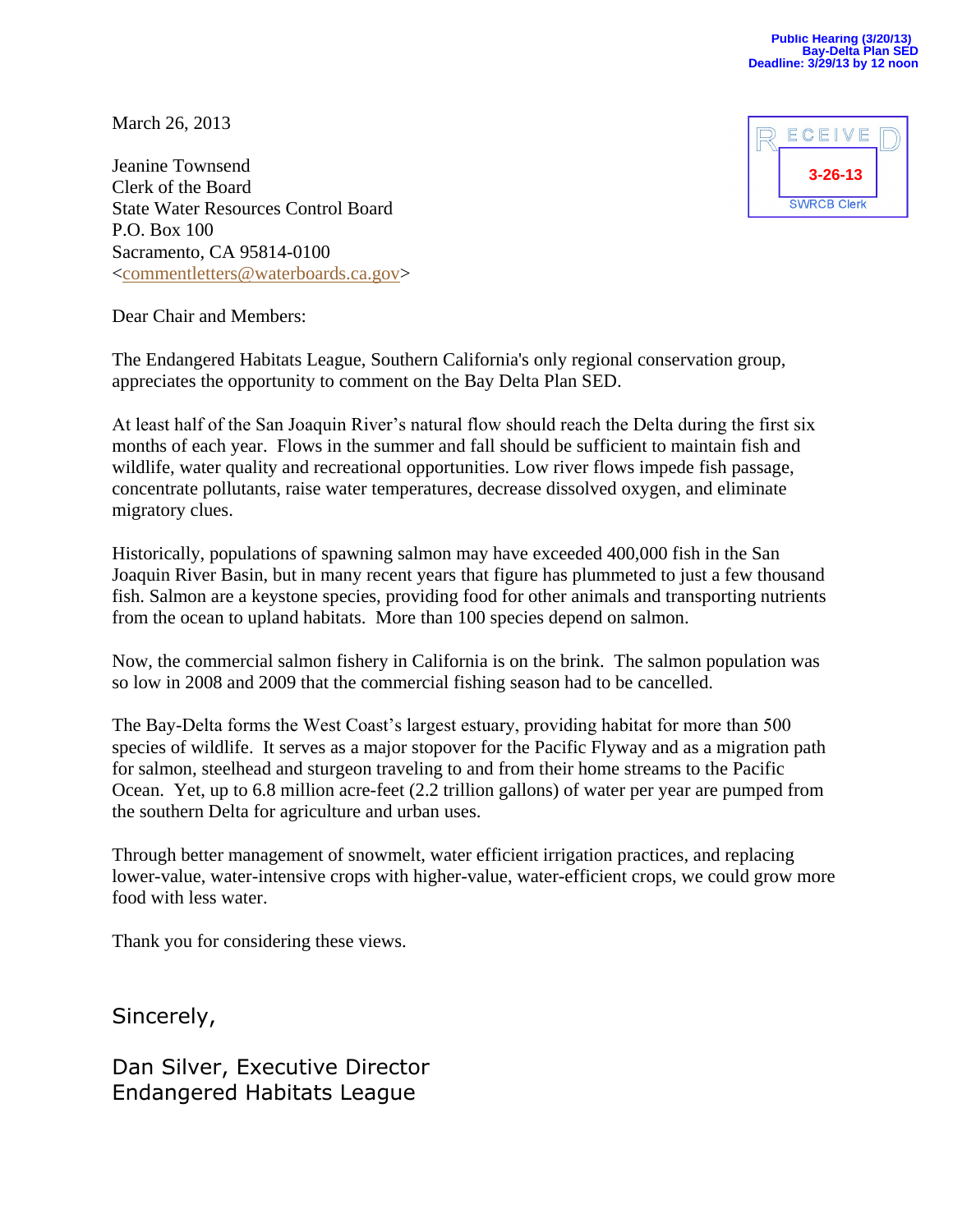Public Hearing (3/20/13)
Bay-Delta Plan SED
Deadline: 3/29/13 by 12 noon

RECEIVED
3-26-13
SWRCB Clerk

March 26, 2013

Jeanine Townsend
Clerk of the Board
State Water Resources Control Board
P.O. Box 100
Sacramento, CA 95814-0100
<commentletters@waterboards.ca.gov>

Dear Chair and Members:

The Endangered Habitats League, Southern California's only regional conservation group, appreciates the opportunity to comment on the Bay Delta Plan SED.

At least half of the San Joaquin River's natural flow should reach the Delta during the first six months of each year. Flows in the summer and fall should be sufficient to maintain fish and wildlife, water quality and recreational opportunities. Low river flows impede fish passage, concentrate pollutants, raise water temperatures, decrease dissolved oxygen, and eliminate migratory clues.

Historically, populations of spawning salmon may have exceeded 400,000 fish in the San Joaquin River Basin, but in many recent years that figure has plummeted to just a few thousand fish. Salmon are a keystone species, providing food for other animals and transporting nutrients from the ocean to upland habitats. More than 100 species depend on salmon.

Now, the commercial salmon fishery in California is on the brink. The salmon population was so low in 2008 and 2009 that the commercial fishing season had to be cancelled.

The Bay-Delta forms the West Coast's largest estuary, providing habitat for more than 500 species of wildlife. It serves as a major stopover for the Pacific Flyway and as a migration path for salmon, steelhead and sturgeon traveling to and from their home streams to the Pacific Ocean. Yet, up to 6.8 million acre-feet (2.2 trillion gallons) of water per year are pumped from the southern Delta for agriculture and urban uses.

Through better management of snowmelt, water efficient irrigation practices, and replacing lower-value, water-intensive crops with higher-value, water-efficient crops, we could grow more food with less water.

Thank you for considering these views.

Sincerely,

Dan Silver, Executive Director
Endangered Habitats League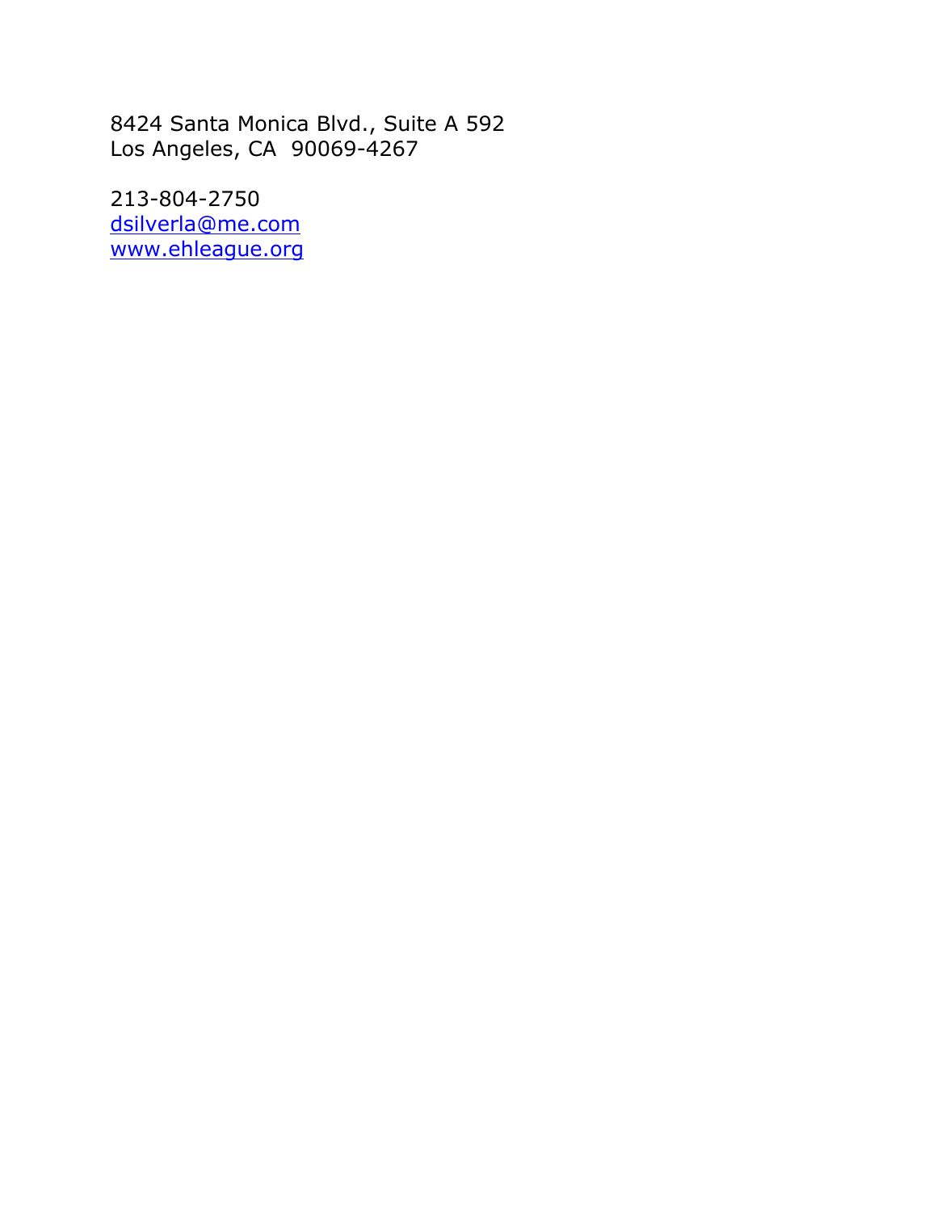8424 Santa Monica Blvd., Suite A 592
Los Angeles, CA  90069-4267

213-804-2750
dsilverla@me.com
www.ehleague.org